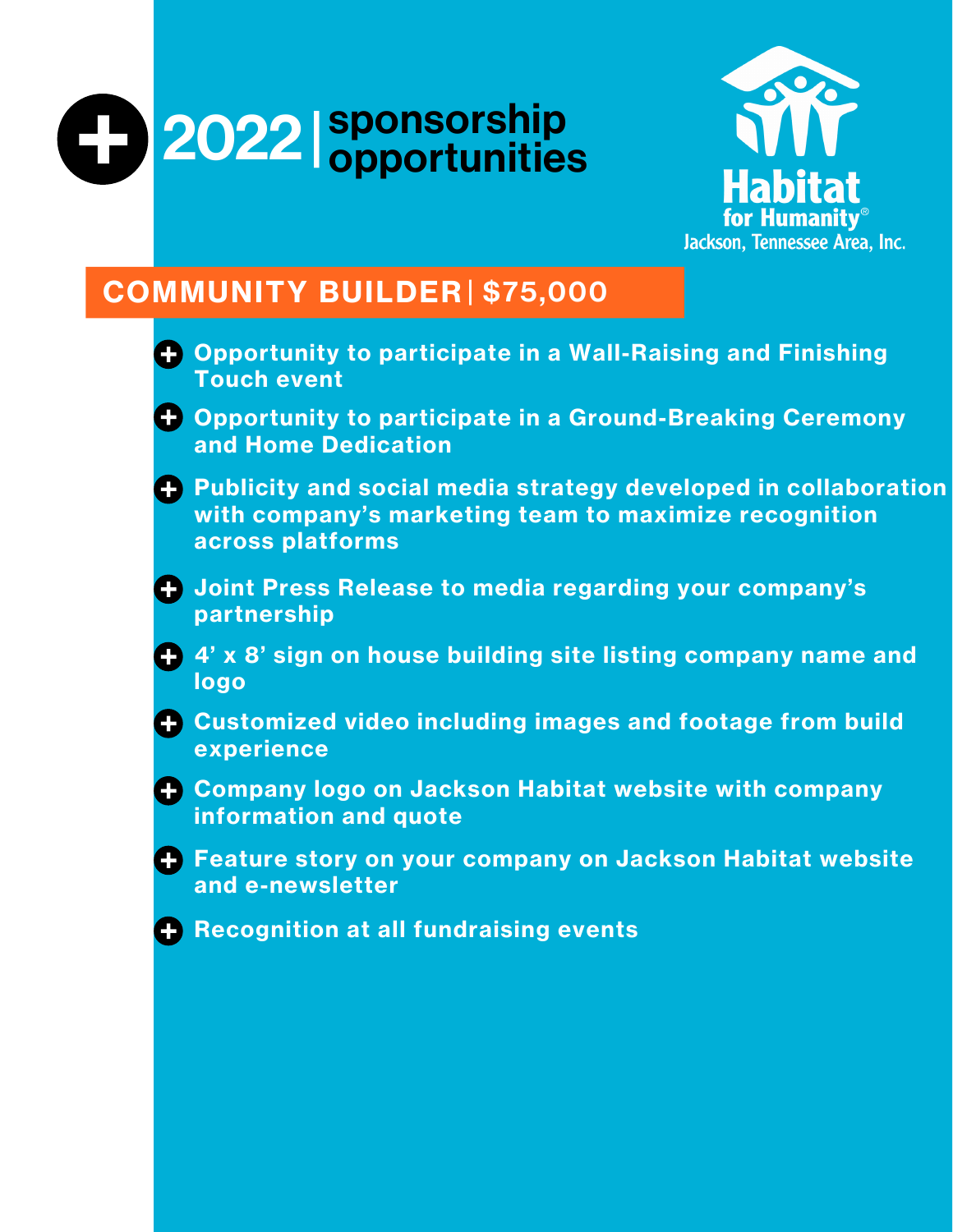# 2022 | sponsorship opportunities

Habitat for Humanity®
Jackson, Tennessee Area, Inc.

## COMMUNITY BUILDER | $75,000

- Opportunity to participate in a Wall-Raising and Finishing Touch event
- Opportunity to participate in a Ground-Breaking Ceremony and Home Dedication
- Publicity and social media strategy developed in collaboration with company's marketing team to maximize recognition across platforms
- Joint Press Release to media regarding your company's partnership
- 4' x 8' sign on house building site listing company name and logo
- Customized video including images and footage from build experience
- Company logo on Jackson Habitat website with company information and quote
- Feature story on your company on Jackson Habitat website and e-newsletter
- Recognition at all fundraising events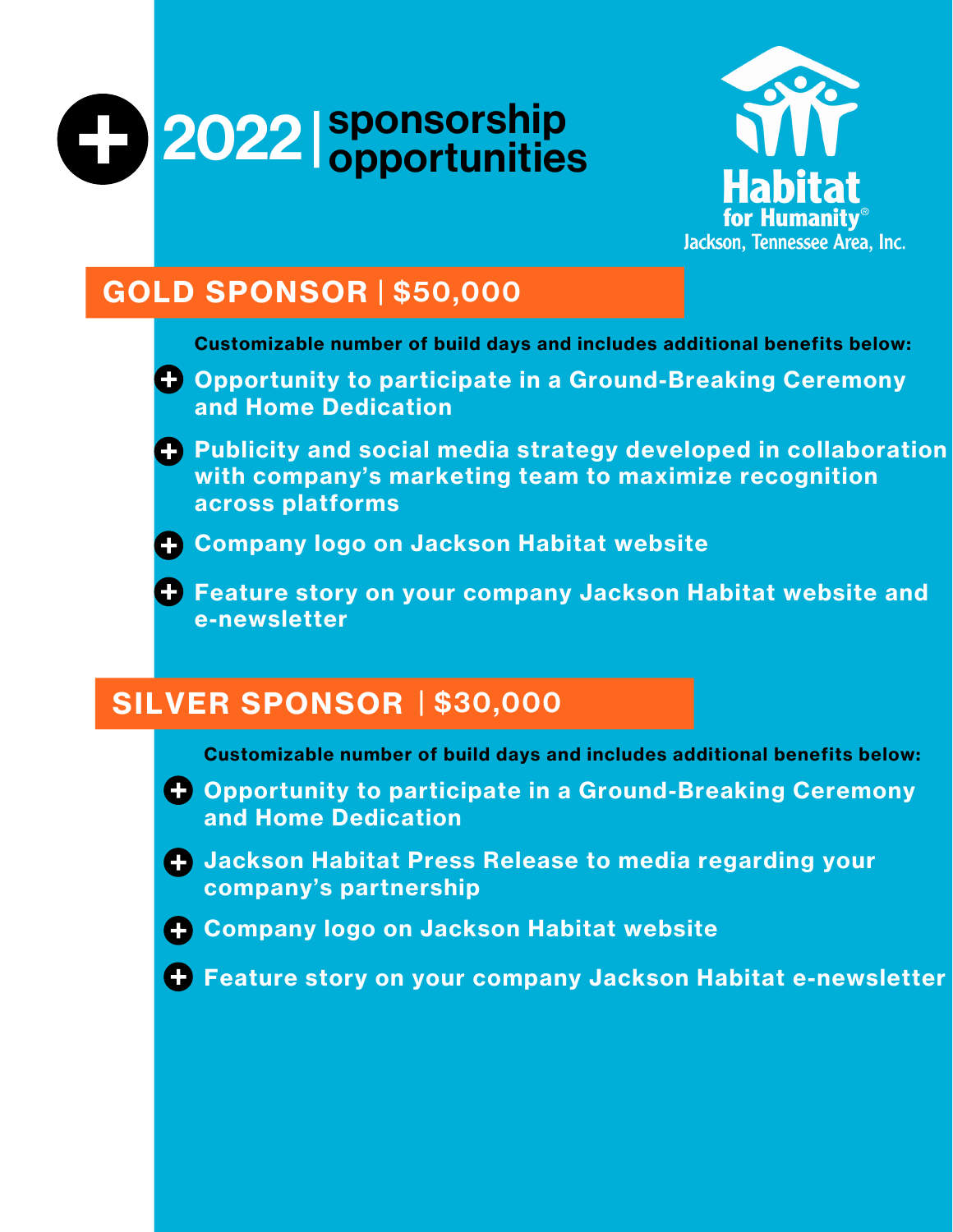# 2022 | sponsorship opportunities

Habitat for Humanity®
Jackson, Tennessee Area, Inc.

## GOLD SPONSOR | $50,000

**Customizable number of build days and includes additional benefits below:**

- **Opportunity to participate in a Ground-Breaking Ceremony and Home Dedication**
- **Publicity and social media strategy developed in collaboration with company's marketing team to maximize recognition across platforms**
- **Company logo on Jackson Habitat website**
- **Feature story on your company Jackson Habitat website and e-newsletter**

## SILVER SPONSOR | $30,000

**Customizable number of build days and includes additional benefits below:**

- **Opportunity to participate in a Ground-Breaking Ceremony and Home Dedication**
- **Jackson Habitat Press Release to media regarding your company's partnership**
- **Company logo on Jackson Habitat website**
- **Feature story on your company Jackson Habitat e-newsletter**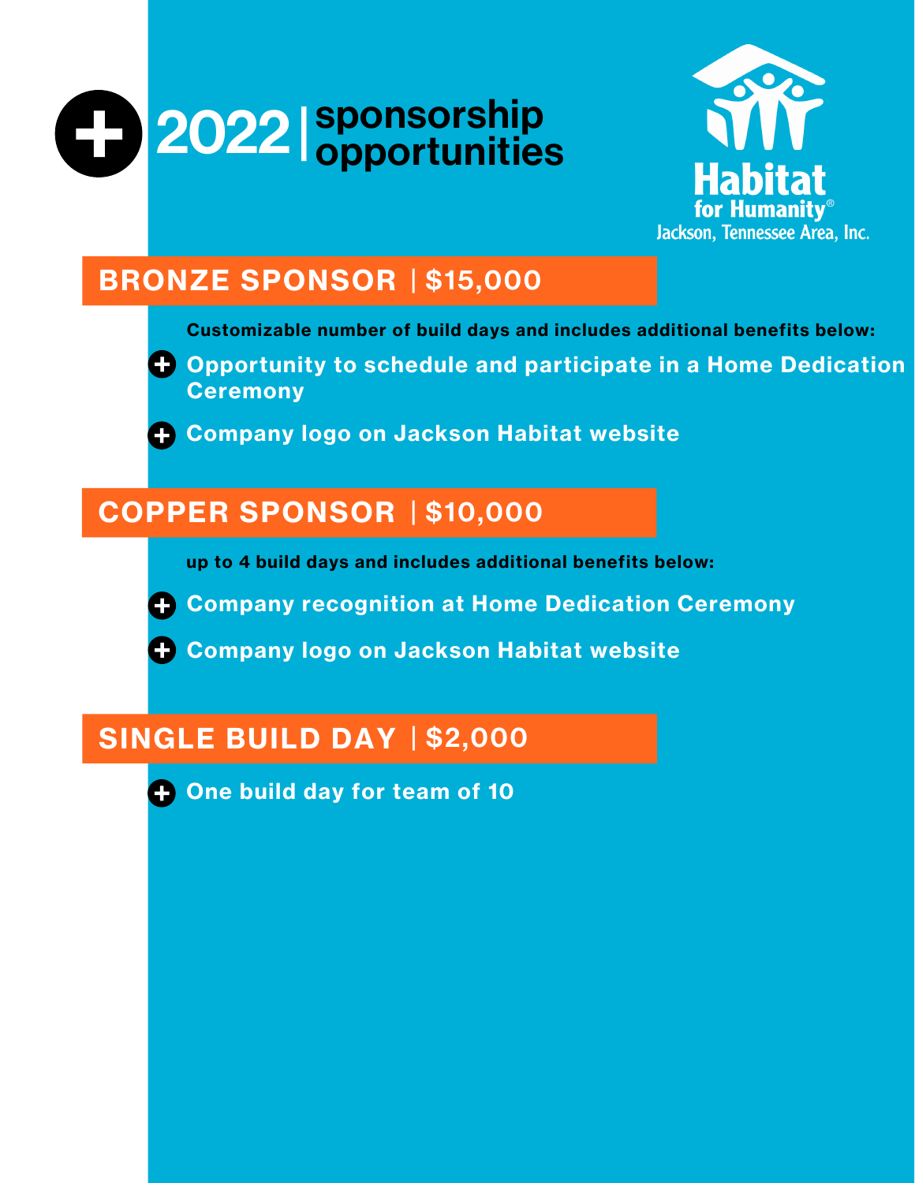# 2022 | sponsorship opportunities

Habitat for Humanity®
Jackson, Tennessee Area, Inc.

## BRONZE SPONSOR | $15,000

**Customizable number of build days and includes additional benefits below:**

- **Opportunity to schedule and participate in a Home Dedication Ceremony**
- **Company logo on Jackson Habitat website**

## COPPER SPONSOR | $10,000

**up to 4 build days and includes additional benefits below:**

- **Company recognition at Home Dedication Ceremony**
- **Company logo on Jackson Habitat website**

## SINGLE BUILD DAY | $2,000

- **One build day for team of 10**